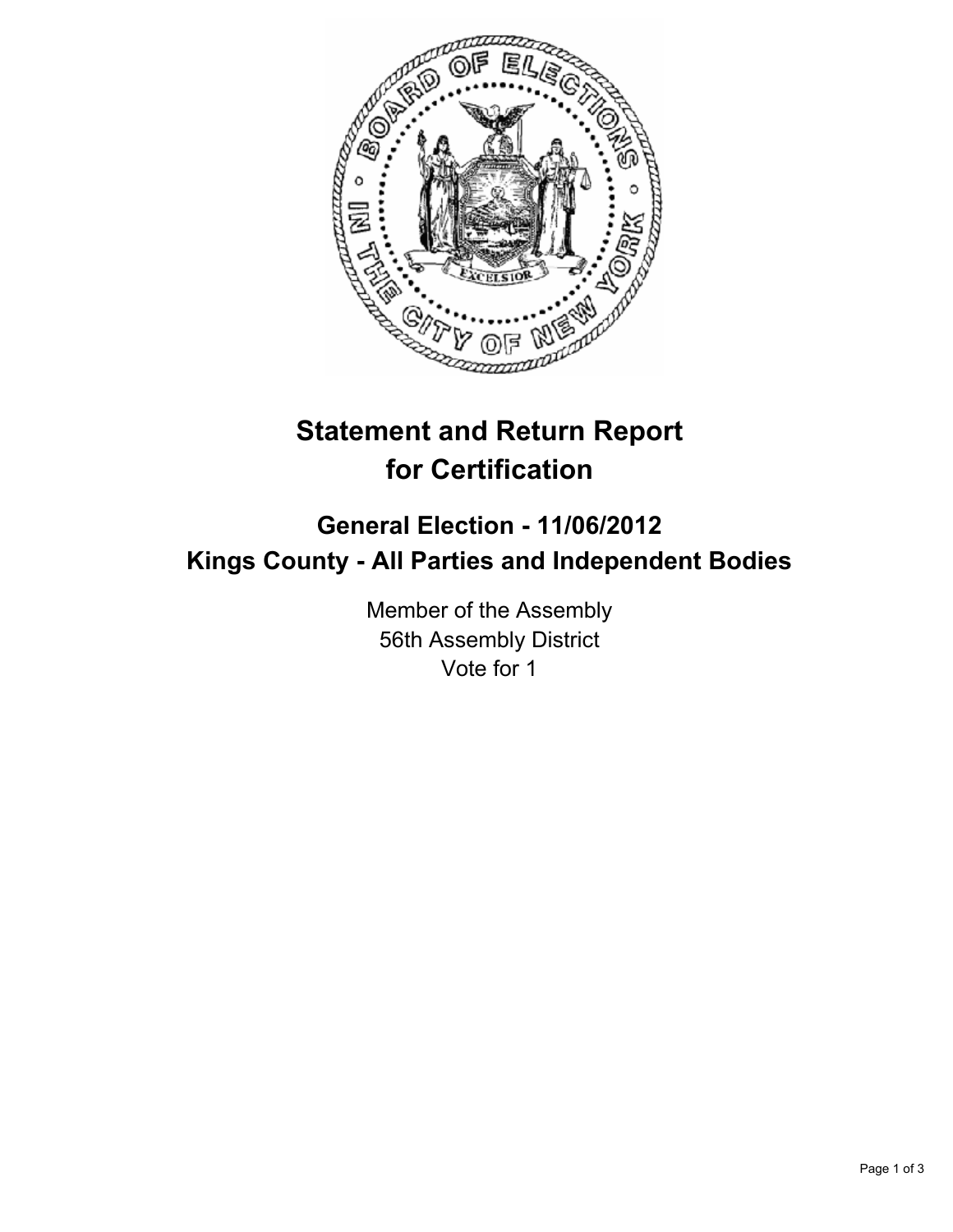# Statement and Return Report for Certification

## General Election - 11/06/2012
## Kings County - All Parties and Independent Bodies

Member of the Assembly
56th Assembly District
Vote for 1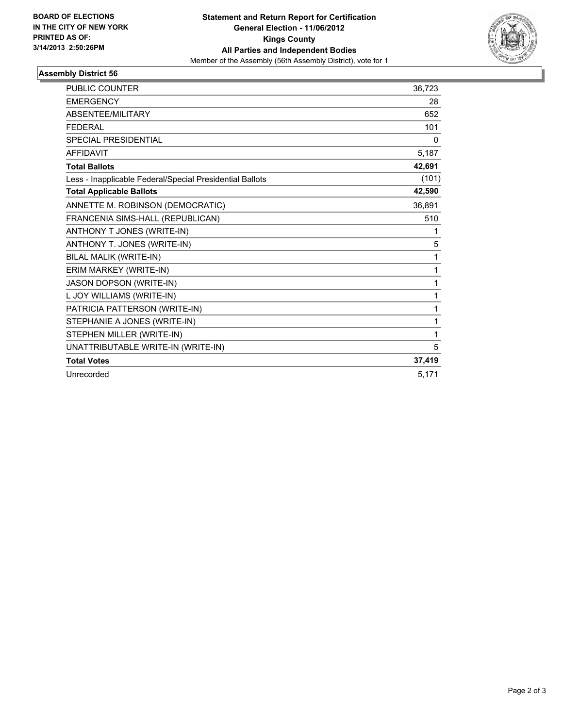**BOARD OF ELECTIONS IN THE CITY OF NEW YORK PRINTED AS OF: 3/14/2013 2:50:26PM**

**Statement and Return Report for Certification**
**General Election - 11/06/2012**
**Kings County**
**All Parties and Independent Bodies**
Member of the Assembly (56th Assembly District), vote for 1

### Assembly District 56

| | |
|---|---|
| PUBLIC COUNTER | 36,723 |
| EMERGENCY | 28 |
| ABSENTEE/MILITARY | 652 |
| FEDERAL | 101 |
| SPECIAL PRESIDENTIAL | 0 |
| AFFIDAVIT | 5,187 |
| **Total Ballots** | **42,691** |
| Less - Inapplicable Federal/Special Presidential Ballots | (101) |
| **Total Applicable Ballots** | **42,590** |
| ANNETTE M. ROBINSON (DEMOCRATIC) | 36,891 |
| FRANCENIA SIMS-HALL (REPUBLICAN) | 510 |
| ANTHONY T JONES (WRITE-IN) | 1 |
| ANTHONY T. JONES (WRITE-IN) | 5 |
| BILAL MALIK (WRITE-IN) | 1 |
| ERIM MARKEY (WRITE-IN) | 1 |
| JASON DOPSON (WRITE-IN) | 1 |
| L JOY WILLIAMS (WRITE-IN) | 1 |
| PATRICIA PATTERSON (WRITE-IN) | 1 |
| STEPHANIE A JONES (WRITE-IN) | 1 |
| STEPHEN MILLER (WRITE-IN) | 1 |
| UNATTRIBUTABLE WRITE-IN (WRITE-IN) | 5 |
| **Total Votes** | **37,419** |
| Unrecorded | 5,171 |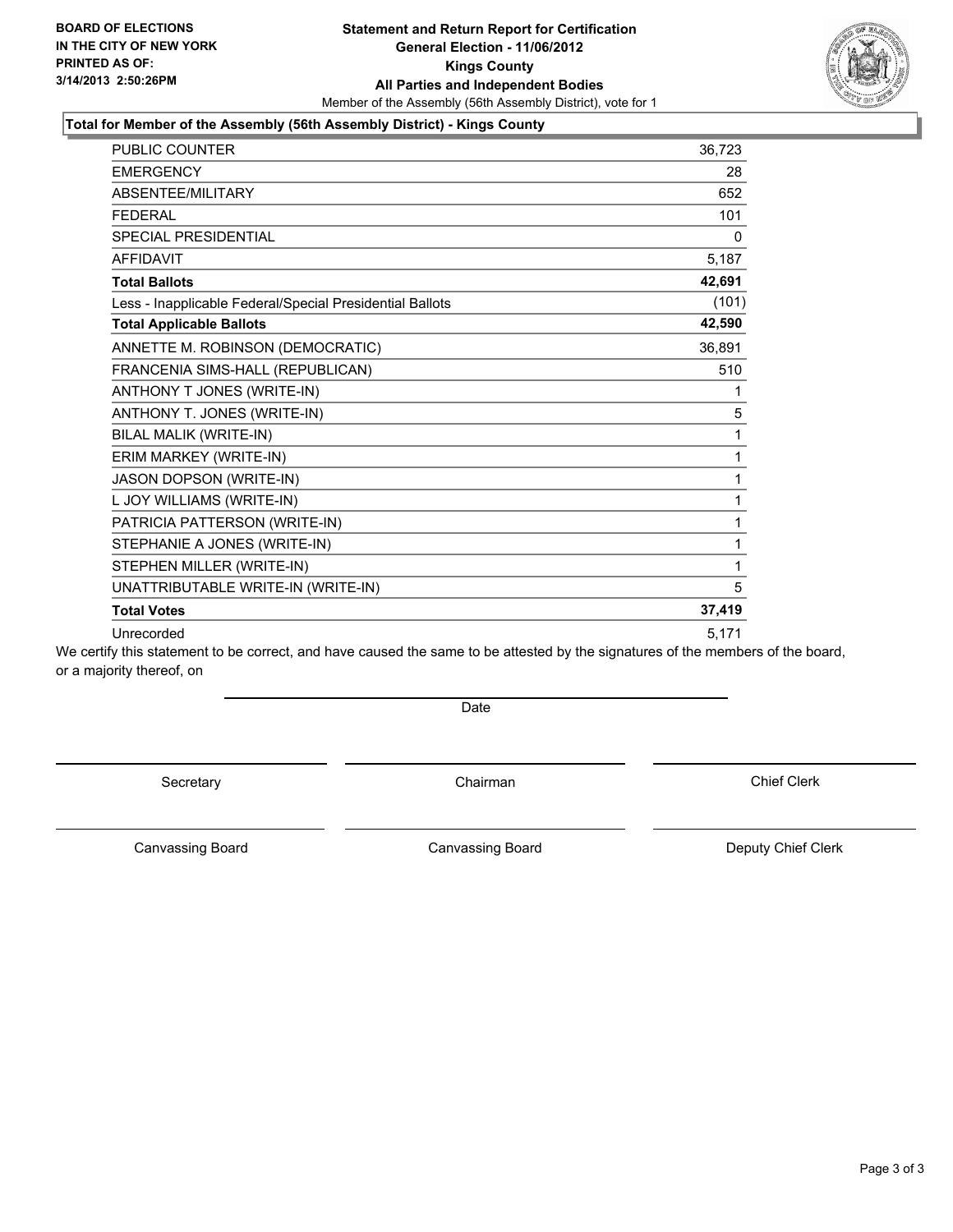BOARD OF ELECTIONS
IN THE CITY OF NEW YORK
PRINTED AS OF:
3/14/2013 2:50:26PM

**Statement and Return Report for Certification**
**General Election - 11/06/2012**
**Kings County**
**All Parties and Independent Bodies**
Member of the Assembly (56th Assembly District), vote for 1

**Total for Member of the Assembly (56th Assembly District) - Kings County**

| | |
|---|---|
| PUBLIC COUNTER | 36,723 |
| EMERGENCY | 28 |
| ABSENTEE/MILITARY | 652 |
| FEDERAL | 101 |
| SPECIAL PRESIDENTIAL | 0 |
| AFFIDAVIT | 5,187 |
| **Total Ballots** | **42,691** |
| Less - Inapplicable Federal/Special Presidential Ballots | (101) |
| **Total Applicable Ballots** | **42,590** |
| ANNETTE M. ROBINSON (DEMOCRATIC) | 36,891 |
| FRANCENIA SIMS-HALL (REPUBLICAN) | 510 |
| ANTHONY T JONES (WRITE-IN) | 1 |
| ANTHONY T. JONES (WRITE-IN) | 5 |
| BILAL MALIK (WRITE-IN) | 1 |
| ERIM MARKEY (WRITE-IN) | 1 |
| JASON DOPSON (WRITE-IN) | 1 |
| L JOY WILLIAMS (WRITE-IN) | 1 |
| PATRICIA PATTERSON (WRITE-IN) | 1 |
| STEPHANIE A JONES (WRITE-IN) | 1 |
| STEPHEN MILLER (WRITE-IN) | 1 |
| UNATTRIBUTABLE WRITE-IN (WRITE-IN) | 5 |
| **Total Votes** | **37,419** |
| Unrecorded | 5,171 |

We certify this statement to be correct, and have caused the same to be attested by the signatures of the members of the board, or a majority thereof, on

Date

Secretary

Chairman

Chief Clerk

Canvassing Board

Canvassing Board

Deputy Chief Clerk